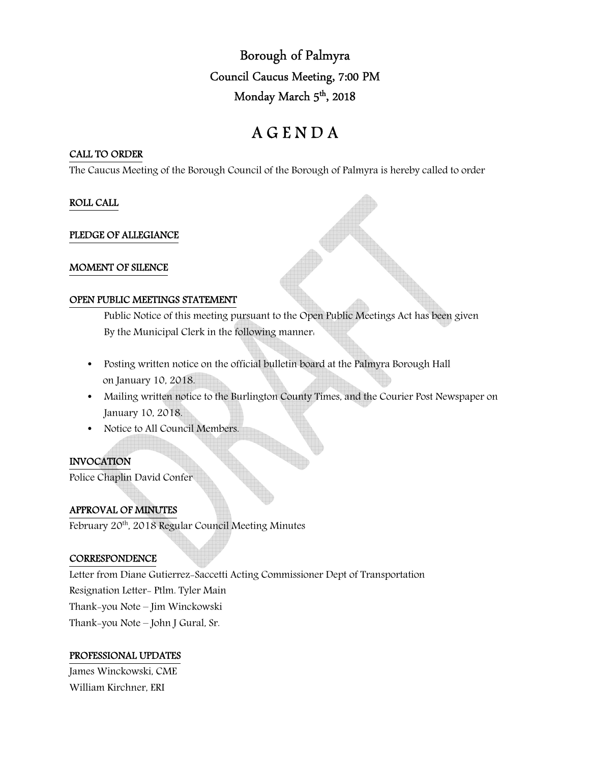# Borough of Palmyra

## Council Caucus Meeting, 7:00 PM

## Monday March 5th, 2018

# A G E N D A

**CALL TO ORDER**

The Caucus Meeting of the Borough Council of the Borough of Palmyra is hereby called to order

**ROLL CALL**

**PLEDGE OF ALLEGIANCE**

**MOMENT OF SILENCE**

**OPEN PUBLIC MEETINGS STATEMENT**

Public Notice of this meeting pursuant to the Open Public Meetings Act has been given By the Municipal Clerk in the following manner:

- Posting written notice on the official bulletin board at the Palmyra Borough Hall on January 10, 2018.
- Mailing written notice to the Burlington County Times, and the Courier Post Newspaper on January 10, 2018.
- Notice to All Council Members.

**INVOCATION**

Police Chaplin David Confer

**APPROVAL OF MINUTES**

February 20th, 2018 Regular Council Meeting Minutes

**CORRESPONDENCE**

Letter from Diane Gutierrez-Saccetti Acting Commissioner Dept of Transportation

Resignation Letter- Ptlm. Tyler Main

Thank-you Note – Jim Winckowski

Thank-you Note – John J Gural, Sr.

**PROFESSIONAL UPDATES**

James Winckowski, CME

William Kirchner, ERI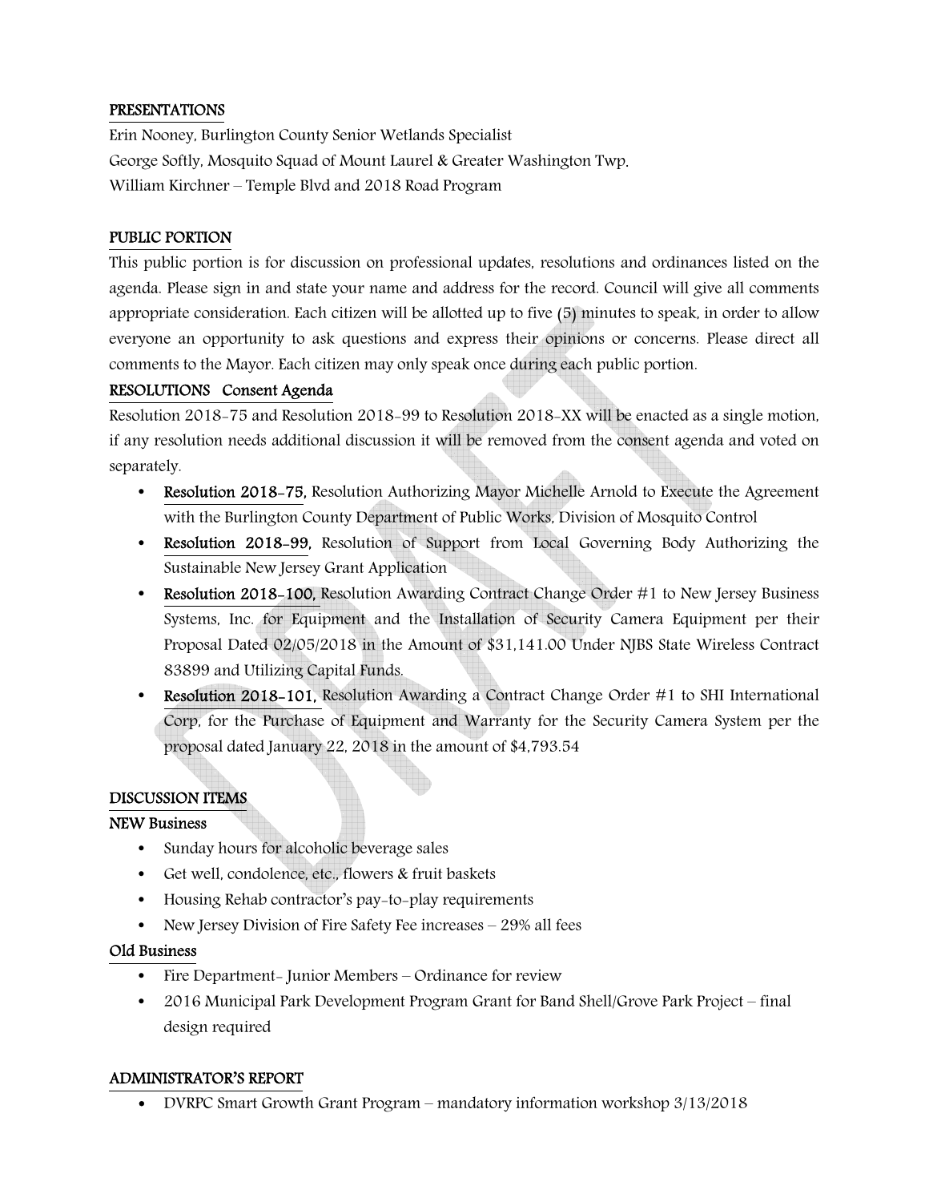## PRESENTATIONS

Erin Nooney, Burlington County Senior Wetlands Specialist

George Softly, Mosquito Squad of Mount Laurel & Greater Washington Twp.

William Kirchner – Temple Blvd and 2018 Road Program

## PUBLIC PORTION

This public portion is for discussion on professional updates, resolutions and ordinances listed on the agenda. Please sign in and state your name and address for the record. Council will give all comments appropriate consideration. Each citizen will be allotted up to five (5) minutes to speak, in order to allow everyone an opportunity to ask questions and express their opinions or concerns. Please direct all comments to the Mayor. Each citizen may only speak once during each public portion.

## RESOLUTIONS Consent Agenda

Resolution 2018-75 and Resolution 2018-99 to Resolution 2018-XX will be enacted as a single motion, if any resolution needs additional discussion it will be removed from the consent agenda and voted on separately.

- **Resolution 2018-75,** Resolution Authorizing Mayor Michelle Arnold to Execute the Agreement with the Burlington County Department of Public Works, Division of Mosquito Control
- **Resolution 2018-99,** Resolution of Support from Local Governing Body Authorizing the Sustainable New Jersey Grant Application
- **Resolution 2018-100,** Resolution Awarding Contract Change Order #1 to New Jersey Business Systems, Inc. for Equipment and the Installation of Security Camera Equipment per their Proposal Dated 02/05/2018 in the Amount of $31,141.00 Under NJBS State Wireless Contract 83899 and Utilizing Capital Funds.
- **Resolution 2018-101,** Resolution Awarding a Contract Change Order #1 to SHI International Corp, for the Purchase of Equipment and Warranty for the Security Camera System per the proposal dated January 22, 2018 in the amount of $4,793.54

## DISCUSSION ITEMS

### NEW Business

- Sunday hours for alcoholic beverage sales
- Get well, condolence, etc., flowers & fruit baskets
- Housing Rehab contractor's pay-to-play requirements
- New Jersey Division of Fire Safety Fee increases – 29% all fees

### Old Business

- Fire Department- Junior Members – Ordinance for review
- 2016 Municipal Park Development Program Grant for Band Shell/Grove Park Project – final design required

## ADMINISTRATOR'S REPORT

- DVRPC Smart Growth Grant Program – mandatory information workshop 3/13/2018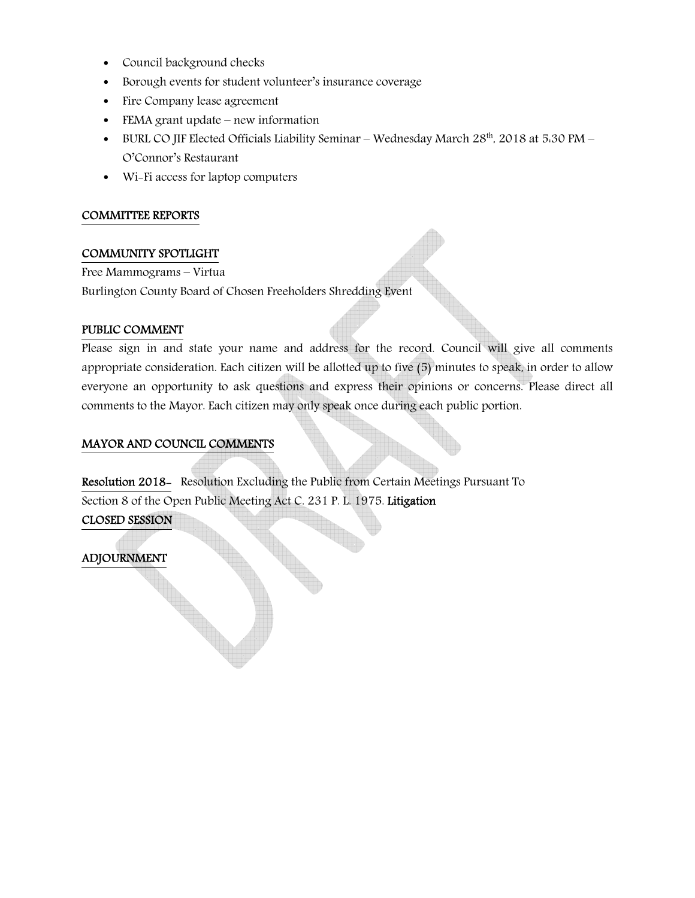- Council background checks
- Borough events for student volunteer's insurance coverage
- Fire Company lease agreement
- FEMA grant update – new information
- BURL CO JIF Elected Officials Liability Seminar – Wednesday March 28th, 2018 at 5:30 PM – O'Connor's Restaurant
- Wi-Fi access for laptop computers

## COMMITTEE REPORTS

## COMMUNITY SPOTLIGHT

Free Mammograms – Virtua

Burlington County Board of Chosen Freeholders Shredding Event

## PUBLIC COMMENT

Please sign in and state your name and address for the record. Council will give all comments appropriate consideration. Each citizen will be allotted up to five (5) minutes to speak, in order to allow everyone an opportunity to ask questions and express their opinions or concerns. Please direct all comments to the Mayor. Each citizen may only speak once during each public portion.

## MAYOR AND COUNCIL COMMENTS

**Resolution 2018-** Resolution Excluding the Public from Certain Meetings Pursuant To Section 8 of the Open Public Meeting Act C. 231 P. L. 1975. **Litigation**

## CLOSED SESSION

## ADJOURNMENT